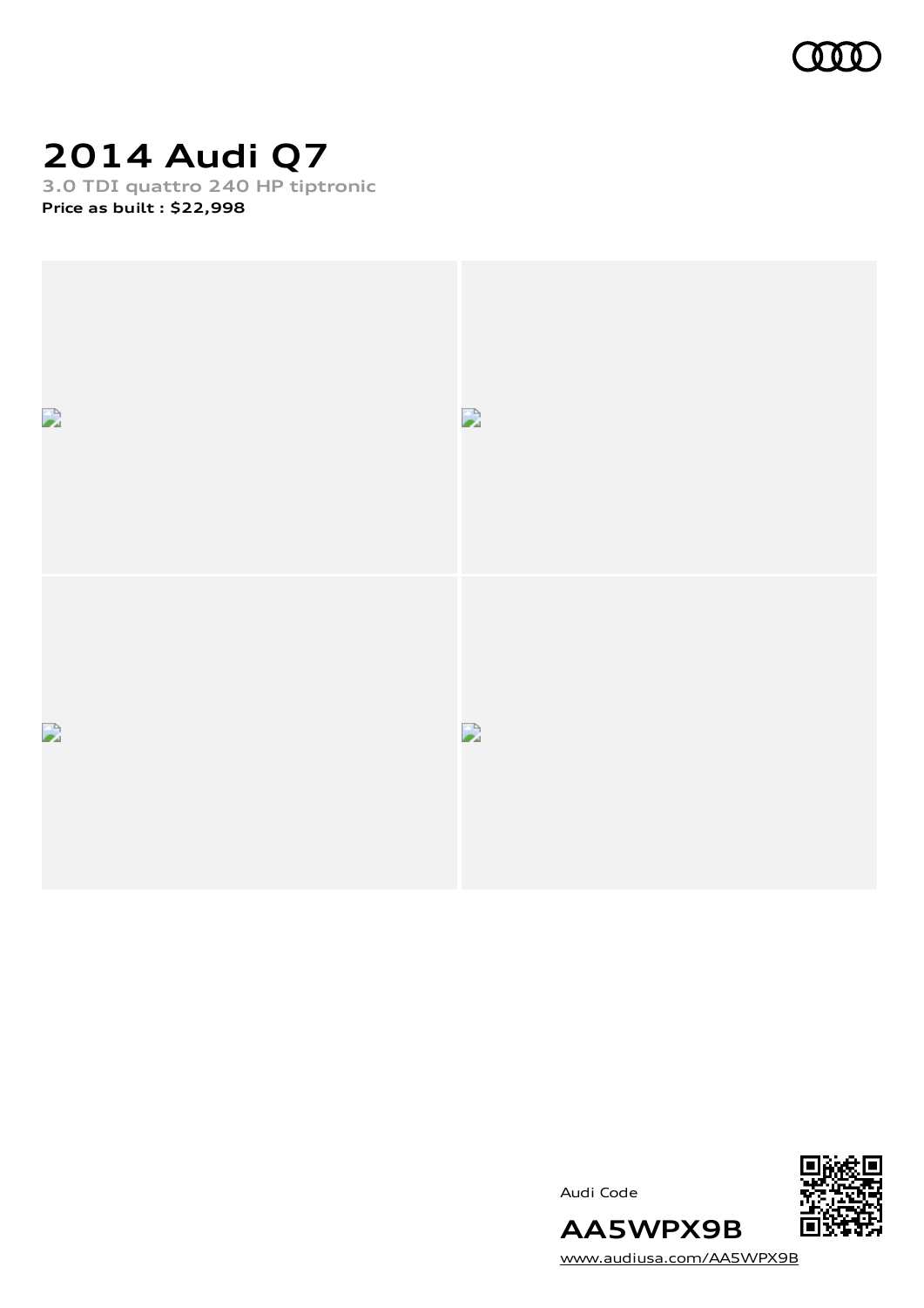# 2014 Audi Q7

3.0 TDI quattro 240 HP tiptronic

**Price as built : $22,998**

Audi Code

**AA5WPX9B**

www.audiusa.com/AA5WPX9B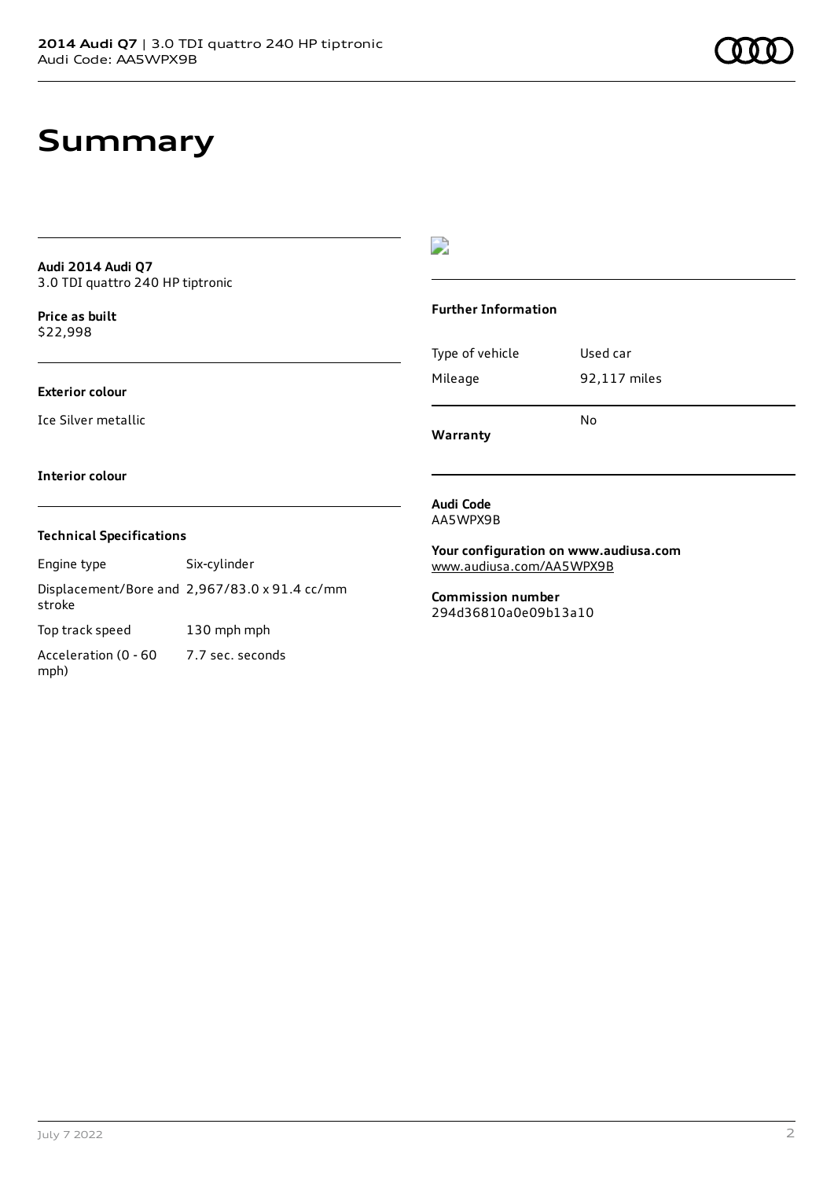# Summary

**Audi 2014 Audi Q7**
3.0 TDI quattro 240 HP tiptronic

**Price as built**
$22,998

**Exterior colour**

Ice Silver metallic

**Interior colour**

**Technical Specifications**

| | |
|---|---|
| Engine type | Six-cylinder |
| Displacement/Bore and stroke | 2,967/83.0 x 91.4 cc/mm |
| Top track speed | 130 mph mph |
| Acceleration (0 - 60 mph) | 7.7 sec. seconds |

**Further Information**

| | |
|---|---|
| Type of vehicle | Used car |
| Mileage | 92,117 miles |
| **Warranty** | No |

**Audi Code**
AA5WPX9B

**Your configuration on www.audiusa.com**
www.audiusa.com/AA5WPX9B

**Commission number**
294d36810a0e09b13a10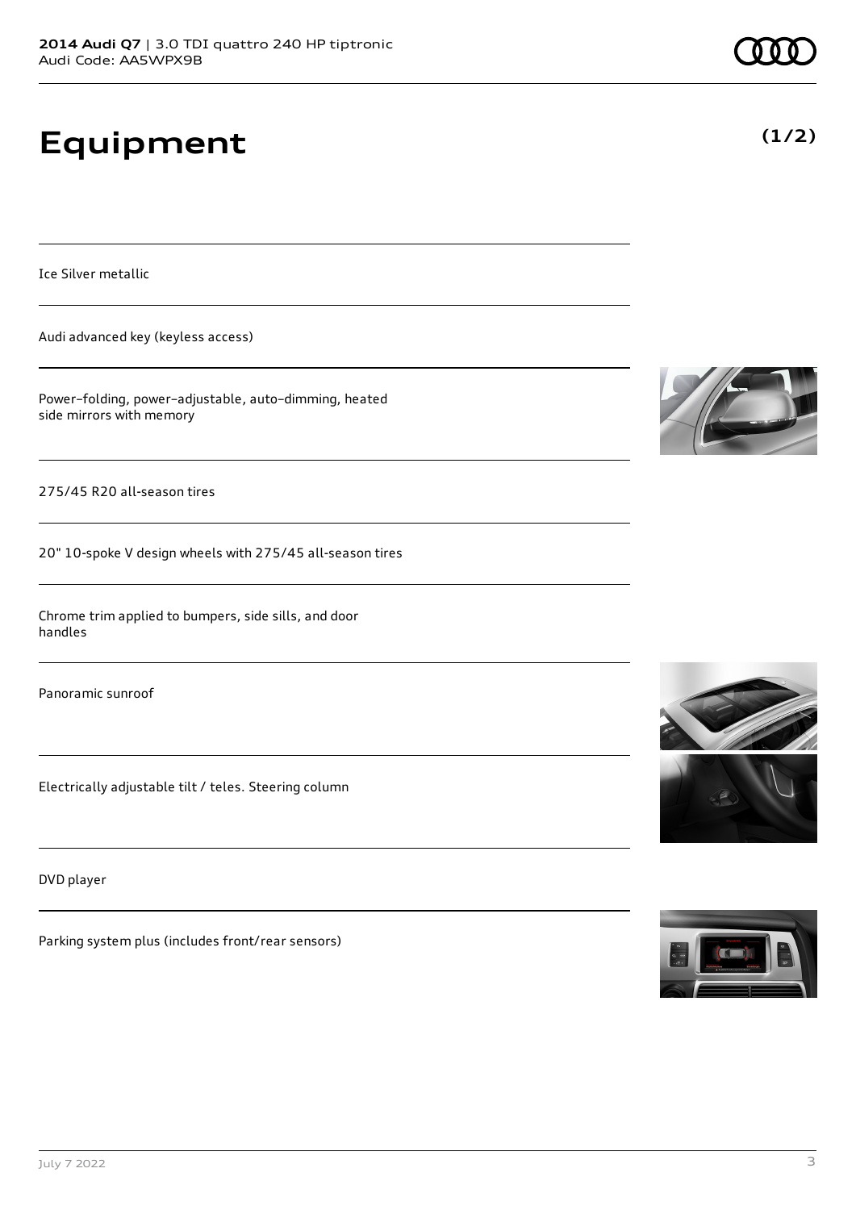# Equipment

**(1/2)**

Ice Silver metallic

Audi advanced key (keyless access)

Power–folding, power–adjustable, auto–dimming, heated side mirrors with memory

275/45 R20 all-season tires

20" 10-spoke V design wheels with 275/45 all-season tires

Chrome trim applied to bumpers, side sills, and door handles

Panoramic sunroof

Electrically adjustable tilt / teles. Steering column

DVD player

Parking system plus (includes front/rear sensors)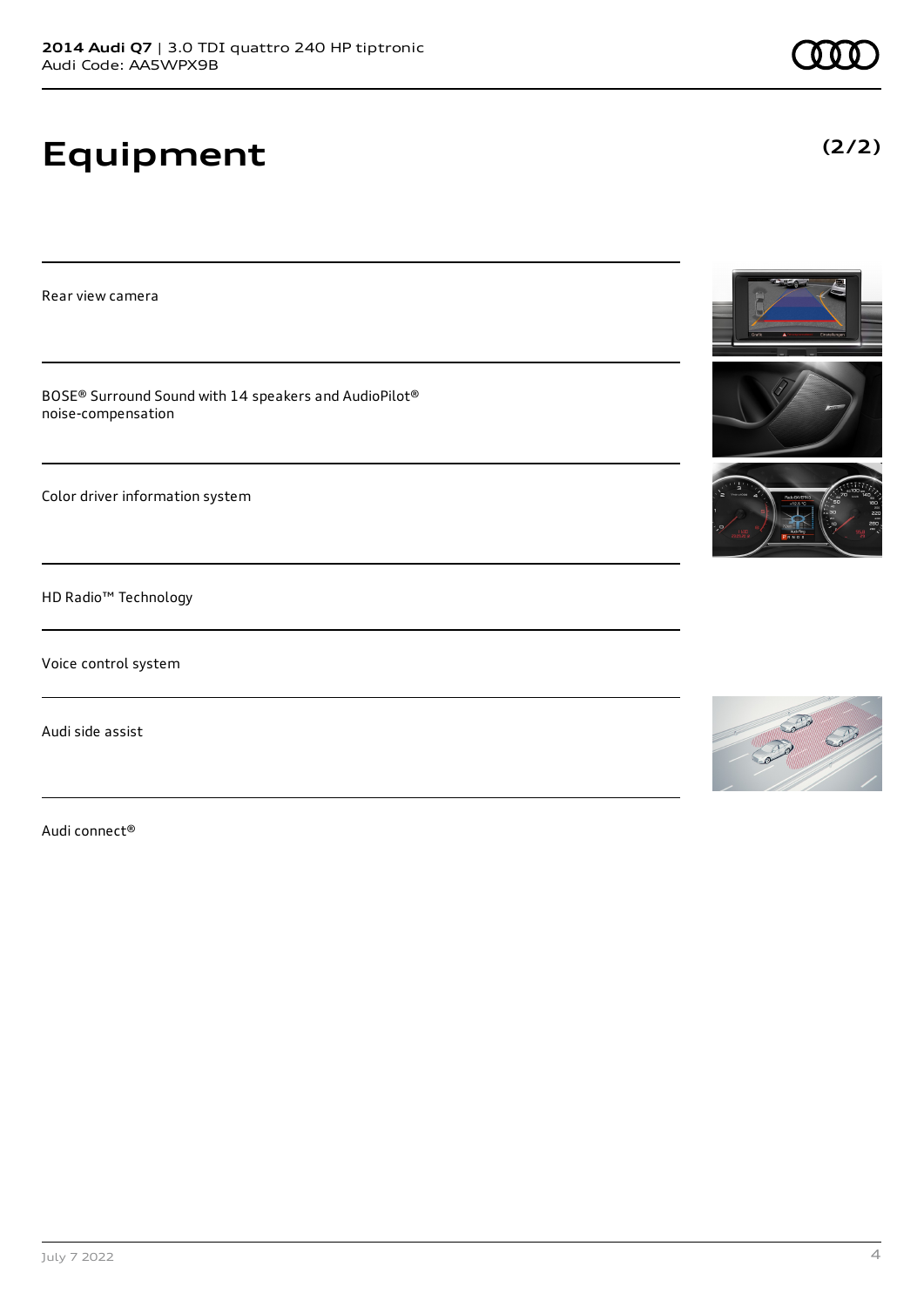## Equipment

**(2/2)**

Rear view camera

BOSE® Surround Sound with 14 speakers and AudioPilot® noise-compensation

Color driver information system

HD Radio™ Technology

Voice control system

Audi side assist

Audi connect®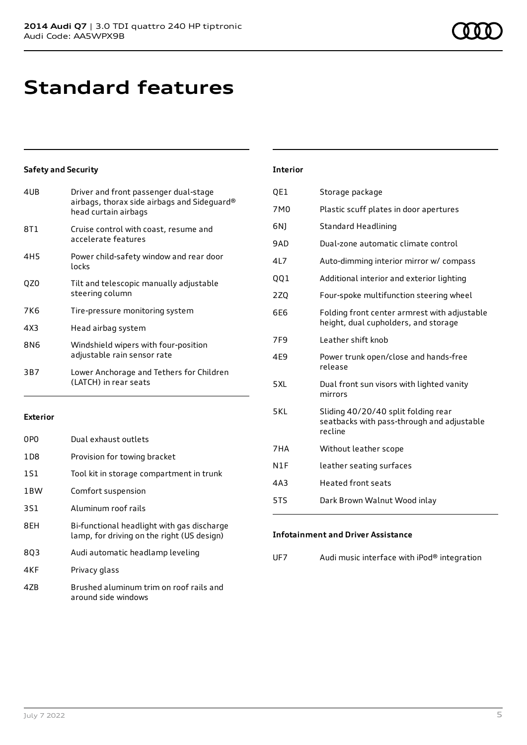# Standard features

## Safety and Security

| | |
|---|---|
| 4UB | Driver and front passenger dual-stage airbags, thorax side airbags and Sideguard® head curtain airbags |
| 8T1 | Cruise control with coast, resume and accelerate features |
| 4H5 | Power child-safety window and rear door locks |
| QZ0 | Tilt and telescopic manually adjustable steering column |
| 7K6 | Tire-pressure monitoring system |
| 4X3 | Head airbag system |
| 8N6 | Windshield wipers with four-position adjustable rain sensor rate |
| 3B7 | Lower Anchorage and Tethers for Children (LATCH) in rear seats |

## Exterior

| | |
|---|---|
| 0P0 | Dual exhaust outlets |
| 1D8 | Provision for towing bracket |
| 1S1 | Tool kit in storage compartment in trunk |
| 1BW | Comfort suspension |
| 3S1 | Aluminum roof rails |
| 8EH | Bi-functional headlight with gas discharge lamp, for driving on the right (US design) |
| 8Q3 | Audi automatic headlamp leveling |
| 4KF | Privacy glass |
| 4ZB | Brushed aluminum trim on roof rails and around side windows |

## Interior

| | |
|---|---|
| QE1 | Storage package |
| 7M0 | Plastic scuff plates in door apertures |
| 6NJ | Standard Headlining |
| 9AD | Dual-zone automatic climate control |
| 4L7 | Auto-dimming interior mirror w/ compass |
| QQ1 | Additional interior and exterior lighting |
| 2ZQ | Four-spoke multifunction steering wheel |
| 6E6 | Folding front center armrest with adjustable height, dual cupholders, and storage |
| 7F9 | Leather shift knob |
| 4E9 | Power trunk open/close and hands-free release |
| 5XL | Dual front sun visors with lighted vanity mirrors |
| 5KL | Sliding 40/20/40 split folding rear seatbacks with pass-through and adjustable recline |
| 7HA | Without leather scope |
| N1F | leather seating surfaces |
| 4A3 | Heated front seats |
| 5TS | Dark Brown Walnut Wood inlay |

## Infotainment and Driver Assistance

| | |
|---|---|
| UF7 | Audi music interface with iPod® integration |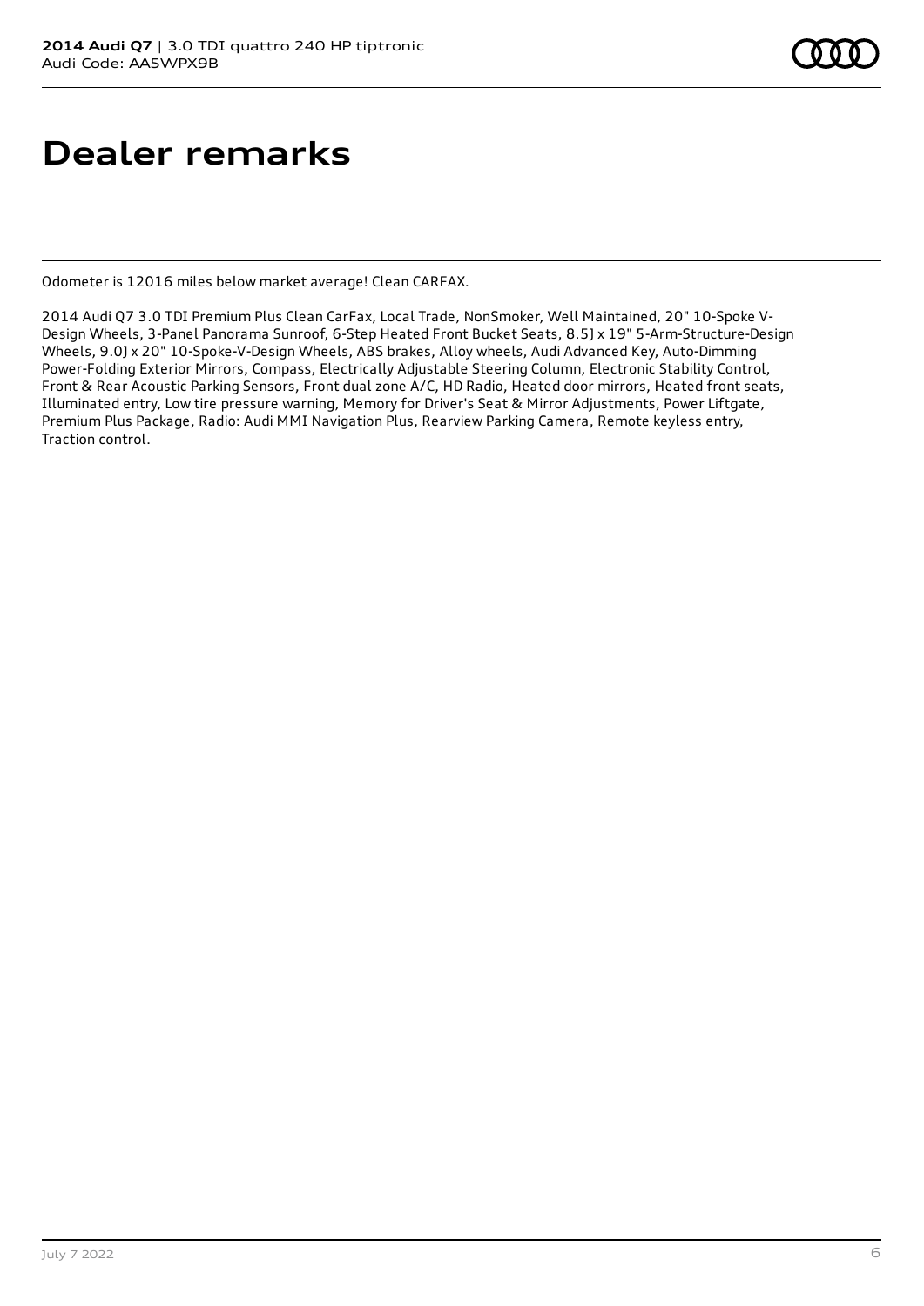# Dealer remarks

Odometer is 12016 miles below market average! Clean CARFAX.

2014 Audi Q7 3.0 TDI Premium Plus Clean CarFax, Local Trade, NonSmoker, Well Maintained, 20" 10-Spoke V-Design Wheels, 3-Panel Panorama Sunroof, 6-Step Heated Front Bucket Seats, 8.5J x 19" 5-Arm-Structure-Design Wheels, 9.0J x 20" 10-Spoke-V-Design Wheels, ABS brakes, Alloy wheels, Audi Advanced Key, Auto-Dimming Power-Folding Exterior Mirrors, Compass, Electrically Adjustable Steering Column, Electronic Stability Control, Front & Rear Acoustic Parking Sensors, Front dual zone A/C, HD Radio, Heated door mirrors, Heated front seats, Illuminated entry, Low tire pressure warning, Memory for Driver's Seat & Mirror Adjustments, Power Liftgate, Premium Plus Package, Radio: Audi MMI Navigation Plus, Rearview Parking Camera, Remote keyless entry, Traction control.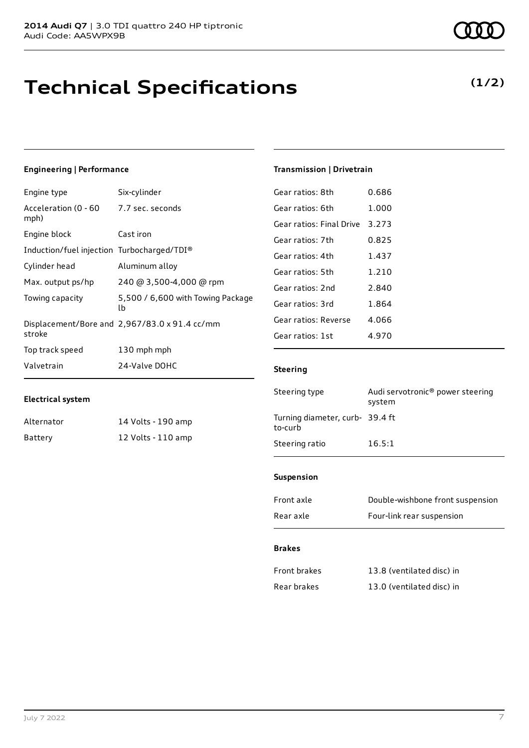**2014 Audi Q7** | 3.0 TDI quattro 240 HP tiptronic
Audi Code: AA5WPX9B

# Technical Specifications

**(1/2)**

### Engineering | Performance

| | |
|---|---|
| Engine type | Six-cylinder |
| Acceleration (0 - 60 mph) | 7.7 sec. seconds |
| Engine block | Cast iron |
| Induction/fuel injection | Turbocharged/TDI® |
| Cylinder head | Aluminum alloy |
| Max. output ps/hp | 240 @ 3,500-4,000 @ rpm |
| Towing capacity | 5,500 / 6,600 with Towing Package lb |
| Displacement/Bore and stroke | 2,967/83.0 x 91.4 cc/mm |
| Top track speed | 130 mph mph |
| Valvetrain | 24-Valve DOHC |

### Electrical system

| | |
|---|---|
| Alternator | 14 Volts - 190 amp |
| Battery | 12 Volts - 110 amp |

### Transmission | Drivetrain

| | |
|---|---|
| Gear ratios: 8th | 0.686 |
| Gear ratios: 6th | 1.000 |
| Gear ratios: Final Drive | 3.273 |
| Gear ratios: 7th | 0.825 |
| Gear ratios: 4th | 1.437 |
| Gear ratios: 5th | 1.210 |
| Gear ratios: 2nd | 2.840 |
| Gear ratios: 3rd | 1.864 |
| Gear ratios: Reverse | 4.066 |
| Gear ratios: 1st | 4.970 |

### Steering

| | |
|---|---|
| Steering type | Audi servotronic® power steering system |
| Turning diameter, curb-to-curb | 39.4 ft |
| Steering ratio | 16.5:1 |

### Suspension

| | |
|---|---|
| Front axle | Double-wishbone front suspension |
| Rear axle | Four-link rear suspension |

### Brakes

| | |
|---|---|
| Front brakes | 13.8 (ventilated disc) in |
| Rear brakes | 13.0 (ventilated disc) in |

July 7 2022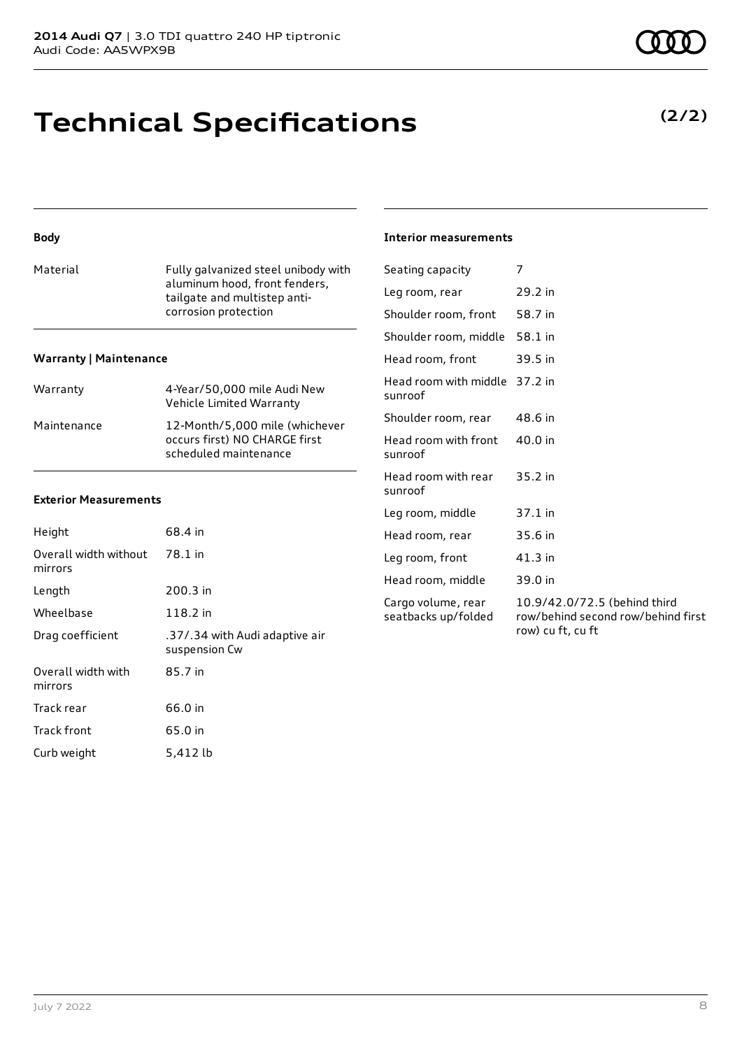# Technical Specifications

**(2/2)**

### Body

| Material | Fully galvanized steel unibody with aluminum hood, front fenders, tailgate and multistep anti-corrosion protection |
|---|---|

### Warranty | Maintenance

| Warranty | 4-Year/50,000 mile Audi New Vehicle Limited Warranty |
|---|---|
| Maintenance | 12-Month/5,000 mile (whichever occurs first) NO CHARGE first scheduled maintenance |

### Exterior Measurements

| Height | 68.4 in |
|---|---|
| Overall width without mirrors | 78.1 in |
| Length | 200.3 in |
| Wheelbase | 118.2 in |
| Drag coefficient | .37/.34 with Audi adaptive air suspension Cw |
| Overall width with mirrors | 85.7 in |
| Track rear | 66.0 in |
| Track front | 65.0 in |
| Curb weight | 5,412 lb |

### Interior measurements

| Seating capacity | 7 |
|---|---|
| Leg room, rear | 29.2 in |
| Shoulder room, front | 58.7 in |
| Shoulder room, middle | 58.1 in |
| Head room, front | 39.5 in |
| Head room with middle sunroof | 37.2 in |
| Shoulder room, rear | 48.6 in |
| Head room with front sunroof | 40.0 in |
| Head room with rear sunroof | 35.2 in |
| Leg room, middle | 37.1 in |
| Head room, rear | 35.6 in |
| Leg room, front | 41.3 in |
| Head room, middle | 39.0 in |
| Cargo volume, rear seatbacks up/folded | 10.9/42.0/72.5 (behind third row/behind second row/behind first row) cu ft, cu ft |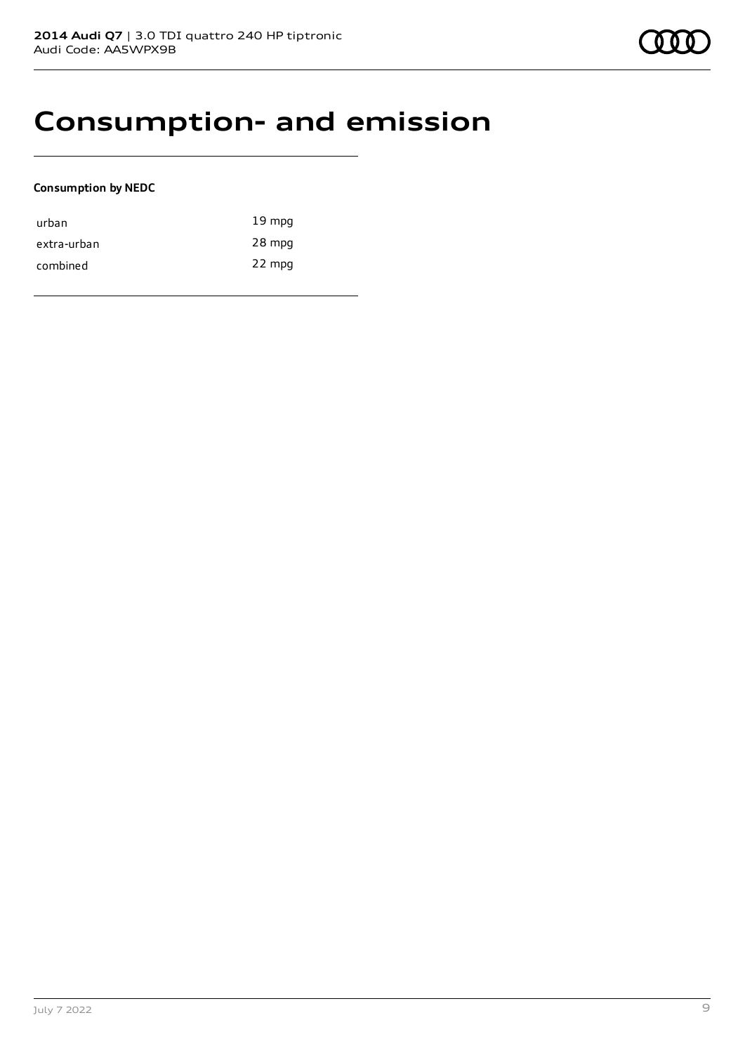# Consumption- and emission

**Consumption by NEDC**

| | |
|---|---|
| urban | 19 mpg |
| extra-urban | 28 mpg |
| combined | 22 mpg |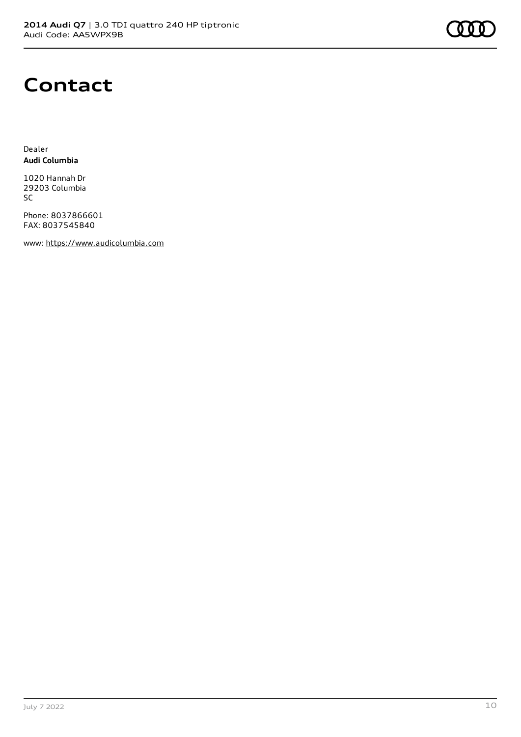# Contact

Dealer
**Audi Columbia**

1020 Hannah Dr
29203 Columbia
SC

Phone: 8037866601
FAX: 8037545840

www: https://www.audicolumbia.com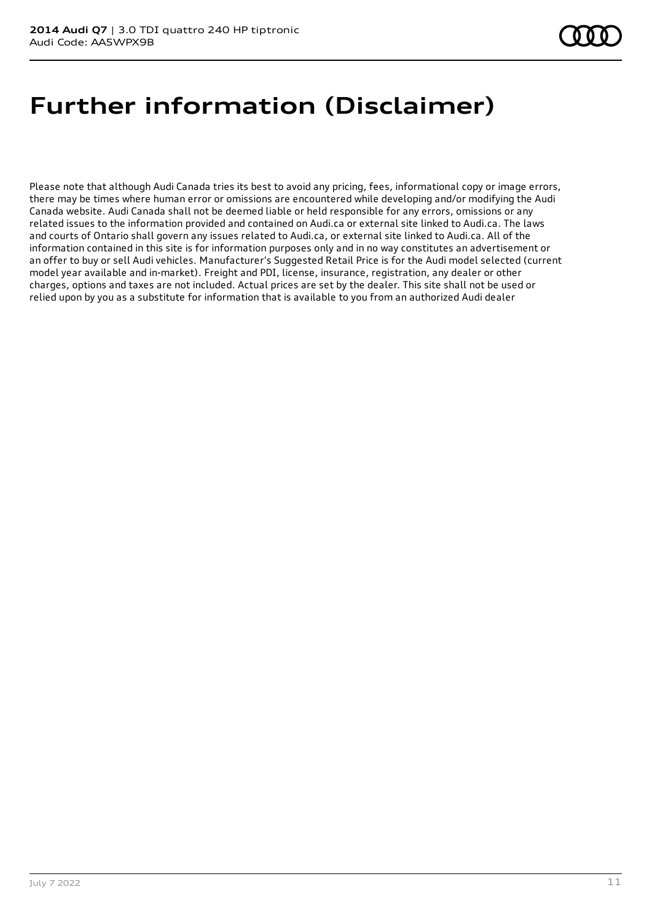# Further information (Disclaimer)

Please note that although Audi Canada tries its best to avoid any pricing, fees, informational copy or image errors, there may be times where human error or omissions are encountered while developing and/or modifying the Audi Canada website. Audi Canada shall not be deemed liable or held responsible for any errors, omissions or any related issues to the information provided and contained on Audi.ca or external site linked to Audi.ca. The laws and courts of Ontario shall govern any issues related to Audi.ca, or external site linked to Audi.ca. All of the information contained in this site is for information purposes only and in no way constitutes an advertisement or an offer to buy or sell Audi vehicles. Manufacturer's Suggested Retail Price is for the Audi model selected (current model year available and in-market). Freight and PDI, license, insurance, registration, any dealer or other charges, options and taxes are not included. Actual prices are set by the dealer. This site shall not be used or relied upon by you as a substitute for information that is available to you from an authorized Audi dealer